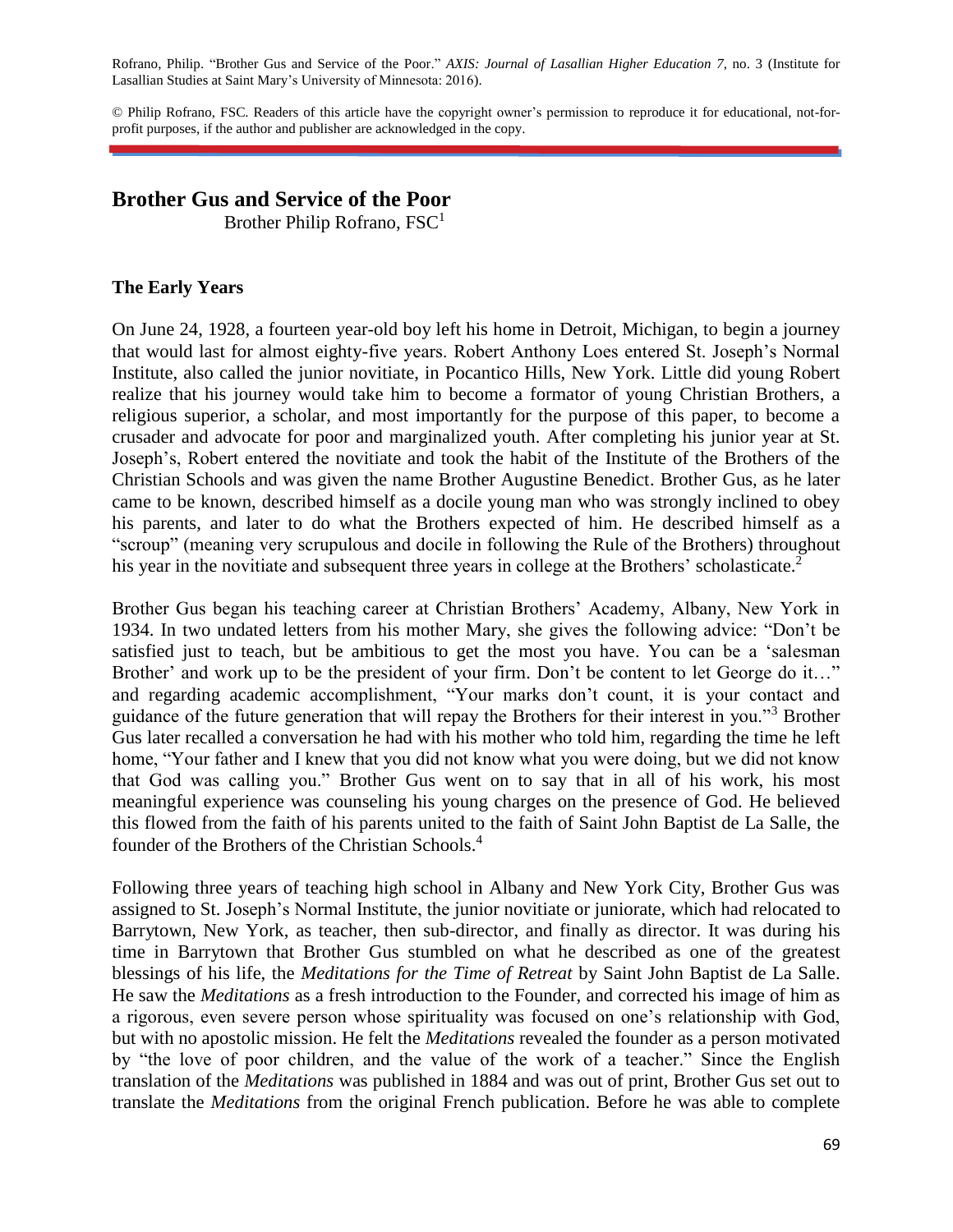Rofrano, Philip. "Brother Gus and Service of the Poor." *AXIS: Journal of Lasallian Higher Education 7*, no. 3 (Institute for Lasallian Studies at Saint Mary's University of Minnesota: 2016).

© Philip Rofrano, FSC. Readers of this article have the copyright owner's permission to reproduce it for educational, not-for-profit purposes, if the author and publisher are acknowledged in the copy.

# Brother Gus and Service of the Poor

Brother Philip Rofrano, FSC[1]

## The Early Years

On June 24, 1928, a fourteen year-old boy left his home in Detroit, Michigan, to begin a journey that would last for almost eighty-five years. Robert Anthony Loes entered St. Joseph's Normal Institute, also called the junior novitiate, in Pocantico Hills, New York. Little did young Robert realize that his journey would take him to become a formator of young Christian Brothers, a religious superior, a scholar, and most importantly for the purpose of this paper, to become a crusader and advocate for poor and marginalized youth. After completing his junior year at St. Joseph's, Robert entered the novitiate and took the habit of the Institute of the Brothers of the Christian Schools and was given the name Brother Augustine Benedict. Brother Gus, as he later came to be known, described himself as a docile young man who was strongly inclined to obey his parents, and later to do what the Brothers expected of him. He described himself as a "scroup" (meaning very scrupulous and docile in following the Rule of the Brothers) throughout his year in the novitiate and subsequent three years in college at the Brothers' scholasticate.[2]

Brother Gus began his teaching career at Christian Brothers' Academy, Albany, New York in 1934. In two undated letters from his mother Mary, she gives the following advice: "Don't be satisfied just to teach, but be ambitious to get the most you have. You can be a 'salesman Brother' and work up to be the president of your firm. Don't be content to let George do it…" and regarding academic accomplishment, "Your marks don't count, it is your contact and guidance of the future generation that will repay the Brothers for their interest in you."[3] Brother Gus later recalled a conversation he had with his mother who told him, regarding the time he left home, "Your father and I knew that you did not know what you were doing, but we did not know that God was calling you." Brother Gus went on to say that in all of his work, his most meaningful experience was counseling his young charges on the presence of God. He believed this flowed from the faith of his parents united to the faith of Saint John Baptist de La Salle, the founder of the Brothers of the Christian Schools.[4]

Following three years of teaching high school in Albany and New York City, Brother Gus was assigned to St. Joseph's Normal Institute, the junior novitiate or juniorate, which had relocated to Barrytown, New York, as teacher, then sub-director, and finally as director. It was during his time in Barrytown that Brother Gus stumbled on what he described as one of the greatest blessings of his life, the *Meditations for the Time of Retreat* by Saint John Baptist de La Salle. He saw the *Meditations* as a fresh introduction to the Founder, and corrected his image of him as a rigorous, even severe person whose spirituality was focused on one's relationship with God, but with no apostolic mission. He felt the *Meditations* revealed the founder as a person motivated by "the love of poor children, and the value of the work of a teacher." Since the English translation of the *Meditations* was published in 1884 and was out of print, Brother Gus set out to translate the *Meditations* from the original French publication. Before he was able to complete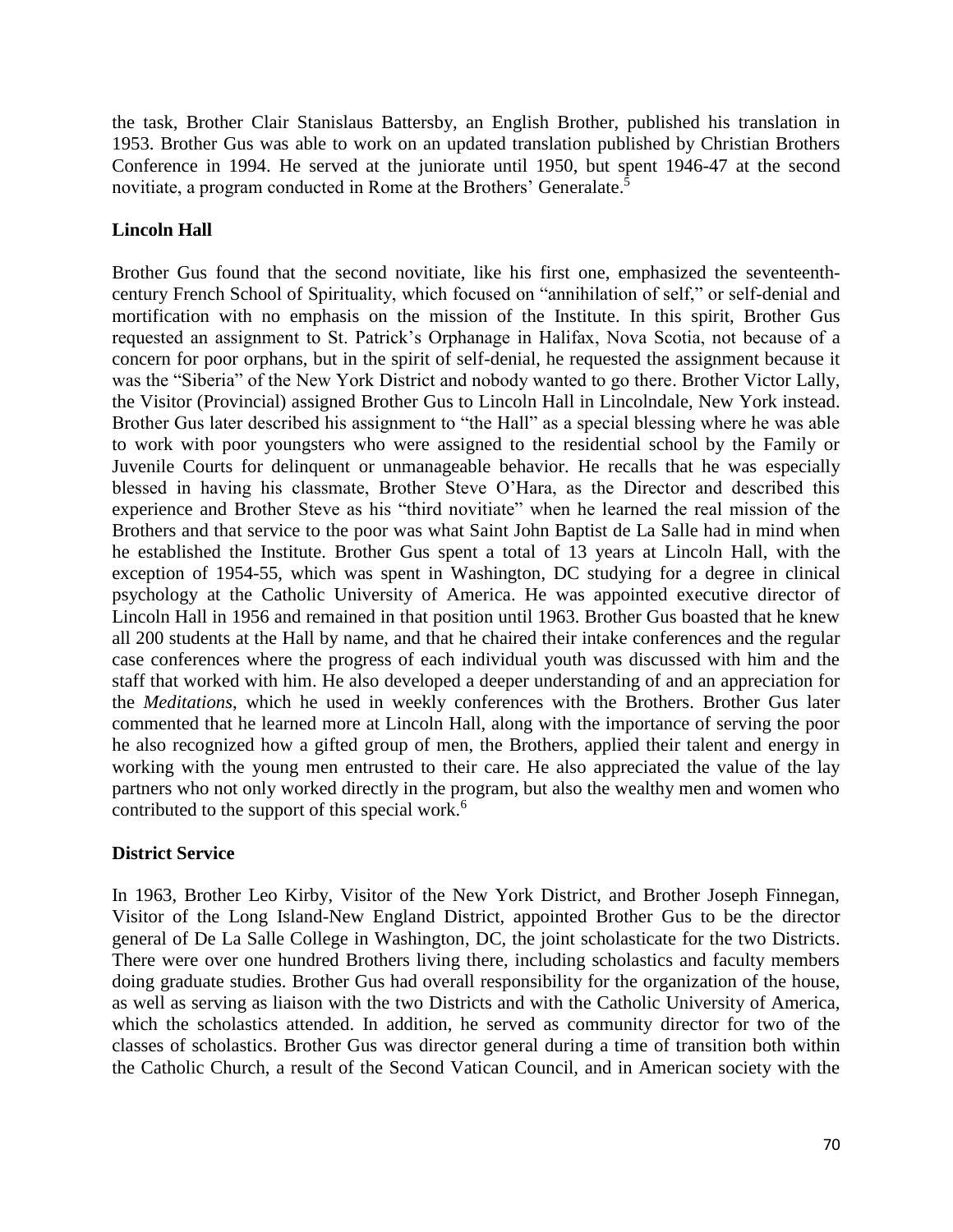the task, Brother Clair Stanislaus Battersby, an English Brother, published his translation in 1953. Brother Gus was able to work on an updated translation published by Christian Brothers Conference in 1994. He served at the juniorate until 1950, but spent 1946-47 at the second novitiate, a program conducted in Rome at the Brothers' Generalate.[5]

**Lincoln Hall**

Brother Gus found that the second novitiate, like his first one, emphasized the seventeenth-century French School of Spirituality, which focused on "annihilation of self," or self-denial and mortification with no emphasis on the mission of the Institute. In this spirit, Brother Gus requested an assignment to St. Patrick's Orphanage in Halifax, Nova Scotia, not because of a concern for poor orphans, but in the spirit of self-denial, he requested the assignment because it was the "Siberia" of the New York District and nobody wanted to go there. Brother Victor Lally, the Visitor (Provincial) assigned Brother Gus to Lincoln Hall in Lincolndale, New York instead. Brother Gus later described his assignment to "the Hall" as a special blessing where he was able to work with poor youngsters who were assigned to the residential school by the Family or Juvenile Courts for delinquent or unmanageable behavior. He recalls that he was especially blessed in having his classmate, Brother Steve O'Hara, as the Director and described this experience and Brother Steve as his "third novitiate" when he learned the real mission of the Brothers and that service to the poor was what Saint John Baptist de La Salle had in mind when he established the Institute. Brother Gus spent a total of 13 years at Lincoln Hall, with the exception of 1954-55, which was spent in Washington, DC studying for a degree in clinical psychology at the Catholic University of America. He was appointed executive director of Lincoln Hall in 1956 and remained in that position until 1963. Brother Gus boasted that he knew all 200 students at the Hall by name, and that he chaired their intake conferences and the regular case conferences where the progress of each individual youth was discussed with him and the staff that worked with him. He also developed a deeper understanding of and an appreciation for the *Meditations*, which he used in weekly conferences with the Brothers. Brother Gus later commented that he learned more at Lincoln Hall, along with the importance of serving the poor he also recognized how a gifted group of men, the Brothers, applied their talent and energy in working with the young men entrusted to their care. He also appreciated the value of the lay partners who not only worked directly in the program, but also the wealthy men and women who contributed to the support of this special work.[6]

**District Service**

In 1963, Brother Leo Kirby, Visitor of the New York District, and Brother Joseph Finnegan, Visitor of the Long Island-New England District, appointed Brother Gus to be the director general of De La Salle College in Washington, DC, the joint scholasticate for the two Districts. There were over one hundred Brothers living there, including scholastics and faculty members doing graduate studies. Brother Gus had overall responsibility for the organization of the house, as well as serving as liaison with the two Districts and with the Catholic University of America, which the scholastics attended. In addition, he served as community director for two of the classes of scholastics. Brother Gus was director general during a time of transition both within the Catholic Church, a result of the Second Vatican Council, and in American society with the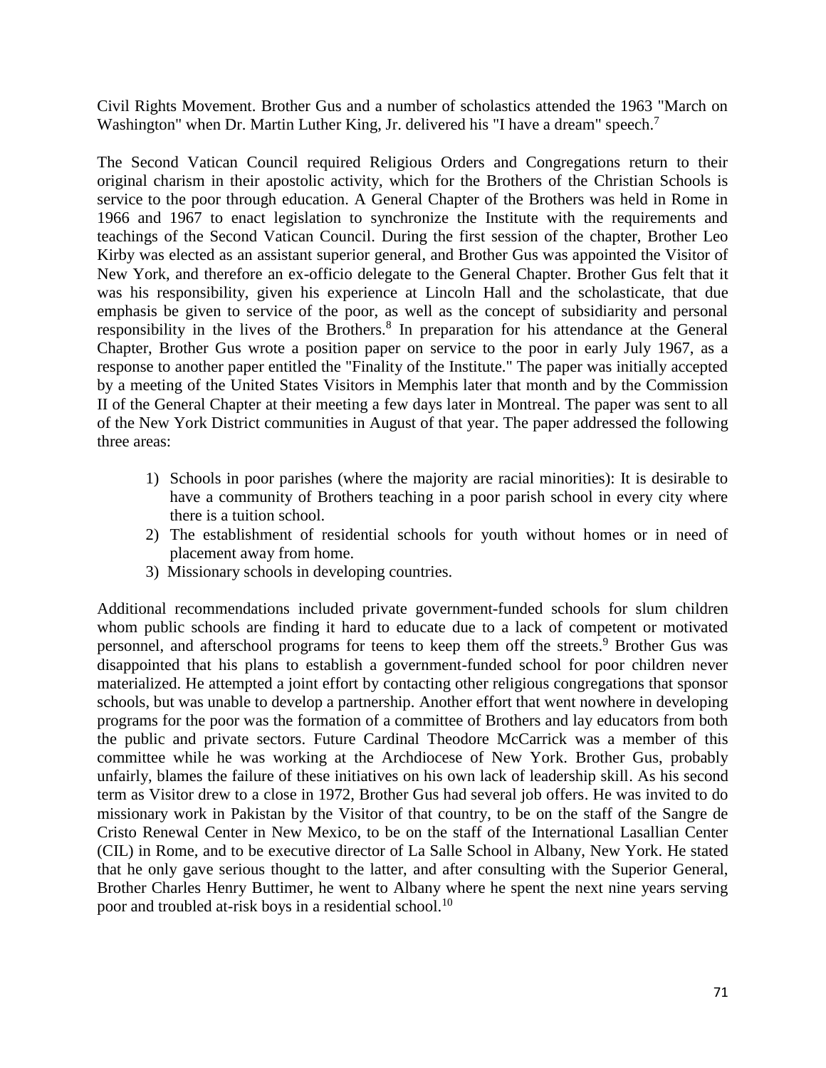Civil Rights Movement. Brother Gus and a number of scholastics attended the 1963 "March on Washington" when Dr. Martin Luther King, Jr. delivered his "I have a dream" speech.[7]

The Second Vatican Council required Religious Orders and Congregations return to their original charism in their apostolic activity, which for the Brothers of the Christian Schools is service to the poor through education. A General Chapter of the Brothers was held in Rome in 1966 and 1967 to enact legislation to synchronize the Institute with the requirements and teachings of the Second Vatican Council. During the first session of the chapter, Brother Leo Kirby was elected as an assistant superior general, and Brother Gus was appointed the Visitor of New York, and therefore an ex-officio delegate to the General Chapter. Brother Gus felt that it was his responsibility, given his experience at Lincoln Hall and the scholasticate, that due emphasis be given to service of the poor, as well as the concept of subsidiarity and personal responsibility in the lives of the Brothers.[8] In preparation for his attendance at the General Chapter, Brother Gus wrote a position paper on service to the poor in early July 1967, as a response to another paper entitled the "Finality of the Institute." The paper was initially accepted by a meeting of the United States Visitors in Memphis later that month and by the Commission II of the General Chapter at their meeting a few days later in Montreal. The paper was sent to all of the New York District communities in August of that year. The paper addressed the following three areas:

1) Schools in poor parishes (where the majority are racial minorities): It is desirable to have a community of Brothers teaching in a poor parish school in every city where there is a tuition school.
2) The establishment of residential schools for youth without homes or in need of placement away from home.
3) Missionary schools in developing countries.

Additional recommendations included private government-funded schools for slum children whom public schools are finding it hard to educate due to a lack of competent or motivated personnel, and afterschool programs for teens to keep them off the streets.[9] Brother Gus was disappointed that his plans to establish a government-funded school for poor children never materialized. He attempted a joint effort by contacting other religious congregations that sponsor schools, but was unable to develop a partnership. Another effort that went nowhere in developing programs for the poor was the formation of a committee of Brothers and lay educators from both the public and private sectors. Future Cardinal Theodore McCarrick was a member of this committee while he was working at the Archdiocese of New York. Brother Gus, probably unfairly, blames the failure of these initiatives on his own lack of leadership skill. As his second term as Visitor drew to a close in 1972, Brother Gus had several job offers. He was invited to do missionary work in Pakistan by the Visitor of that country, to be on the staff of the Sangre de Cristo Renewal Center in New Mexico, to be on the staff of the International Lasallian Center (CIL) in Rome, and to be executive director of La Salle School in Albany, New York. He stated that he only gave serious thought to the latter, and after consulting with the Superior General, Brother Charles Henry Buttimer, he went to Albany where he spent the next nine years serving poor and troubled at-risk boys in a residential school.[10]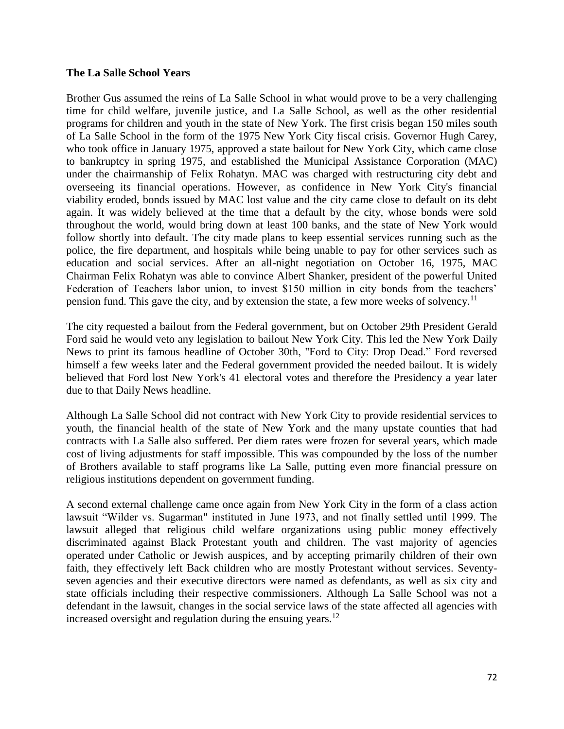**The La Salle School Years**

Brother Gus assumed the reins of La Salle School in what would prove to be a very challenging time for child welfare, juvenile justice, and La Salle School, as well as the other residential programs for children and youth in the state of New York. The first crisis began 150 miles south of La Salle School in the form of the 1975 New York City fiscal crisis. Governor Hugh Carey, who took office in January 1975, approved a state bailout for New York City, which came close to bankruptcy in spring 1975, and established the Municipal Assistance Corporation (MAC) under the chairmanship of Felix Rohatyn. MAC was charged with restructuring city debt and overseeing its financial operations. However, as confidence in New York City's financial viability eroded, bonds issued by MAC lost value and the city came close to default on its debt again. It was widely believed at the time that a default by the city, whose bonds were sold throughout the world, would bring down at least 100 banks, and the state of New York would follow shortly into default. The city made plans to keep essential services running such as the police, the fire department, and hospitals while being unable to pay for other services such as education and social services. After an all-night negotiation on October 16, 1975, MAC Chairman Felix Rohatyn was able to convince Albert Shanker, president of the powerful United Federation of Teachers labor union, to invest $150 million in city bonds from the teachers' pension fund. This gave the city, and by extension the state, a few more weeks of solvency.[11]

The city requested a bailout from the Federal government, but on October 29th President Gerald Ford said he would veto any legislation to bailout New York City. This led the New York Daily News to print its famous headline of October 30th, "Ford to City: Drop Dead." Ford reversed himself a few weeks later and the Federal government provided the needed bailout. It is widely believed that Ford lost New York's 41 electoral votes and therefore the Presidency a year later due to that Daily News headline.

Although La Salle School did not contract with New York City to provide residential services to youth, the financial health of the state of New York and the many upstate counties that had contracts with La Salle also suffered. Per diem rates were frozen for several years, which made cost of living adjustments for staff impossible. This was compounded by the loss of the number of Brothers available to staff programs like La Salle, putting even more financial pressure on religious institutions dependent on government funding.

A second external challenge came once again from New York City in the form of a class action lawsuit "Wilder vs. Sugarman" instituted in June 1973, and not finally settled until 1999. The lawsuit alleged that religious child welfare organizations using public money effectively discriminated against Black Protestant youth and children. The vast majority of agencies operated under Catholic or Jewish auspices, and by accepting primarily children of their own faith, they effectively left Back children who are mostly Protestant without services. Seventy-seven agencies and their executive directors were named as defendants, as well as six city and state officials including their respective commissioners. Although La Salle School was not a defendant in the lawsuit, changes in the social service laws of the state affected all agencies with increased oversight and regulation during the ensuing years.[12]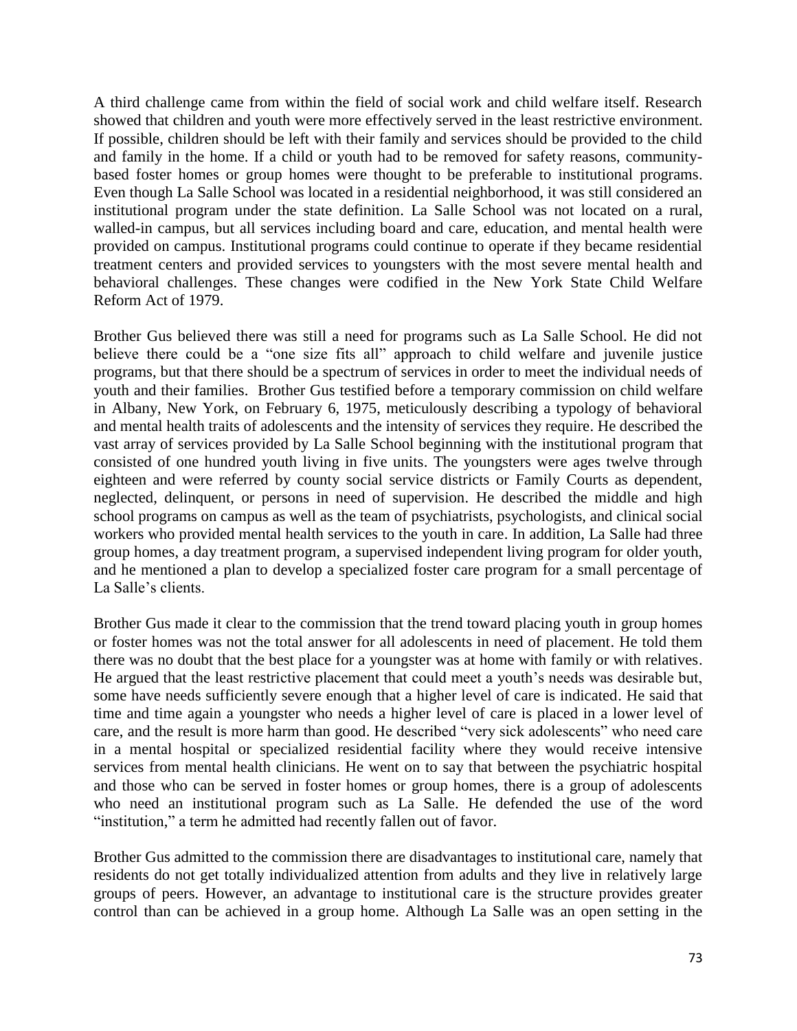A third challenge came from within the field of social work and child welfare itself. Research showed that children and youth were more effectively served in the least restrictive environment. If possible, children should be left with their family and services should be provided to the child and family in the home. If a child or youth had to be removed for safety reasons, community-based foster homes or group homes were thought to be preferable to institutional programs. Even though La Salle School was located in a residential neighborhood, it was still considered an institutional program under the state definition. La Salle School was not located on a rural, walled-in campus, but all services including board and care, education, and mental health were provided on campus. Institutional programs could continue to operate if they became residential treatment centers and provided services to youngsters with the most severe mental health and behavioral challenges. These changes were codified in the New York State Child Welfare Reform Act of 1979.

Brother Gus believed there was still a need for programs such as La Salle School. He did not believe there could be a "one size fits all" approach to child welfare and juvenile justice programs, but that there should be a spectrum of services in order to meet the individual needs of youth and their families. Brother Gus testified before a temporary commission on child welfare in Albany, New York, on February 6, 1975, meticulously describing a typology of behavioral and mental health traits of adolescents and the intensity of services they require. He described the vast array of services provided by La Salle School beginning with the institutional program that consisted of one hundred youth living in five units. The youngsters were ages twelve through eighteen and were referred by county social service districts or Family Courts as dependent, neglected, delinquent, or persons in need of supervision. He described the middle and high school programs on campus as well as the team of psychiatrists, psychologists, and clinical social workers who provided mental health services to the youth in care. In addition, La Salle had three group homes, a day treatment program, a supervised independent living program for older youth, and he mentioned a plan to develop a specialized foster care program for a small percentage of La Salle's clients.

Brother Gus made it clear to the commission that the trend toward placing youth in group homes or foster homes was not the total answer for all adolescents in need of placement. He told them there was no doubt that the best place for a youngster was at home with family or with relatives. He argued that the least restrictive placement that could meet a youth's needs was desirable but, some have needs sufficiently severe enough that a higher level of care is indicated. He said that time and time again a youngster who needs a higher level of care is placed in a lower level of care, and the result is more harm than good. He described "very sick adolescents" who need care in a mental hospital or specialized residential facility where they would receive intensive services from mental health clinicians. He went on to say that between the psychiatric hospital and those who can be served in foster homes or group homes, there is a group of adolescents who need an institutional program such as La Salle. He defended the use of the word "institution," a term he admitted had recently fallen out of favor.

Brother Gus admitted to the commission there are disadvantages to institutional care, namely that residents do not get totally individualized attention from adults and they live in relatively large groups of peers. However, an advantage to institutional care is the structure provides greater control than can be achieved in a group home. Although La Salle was an open setting in the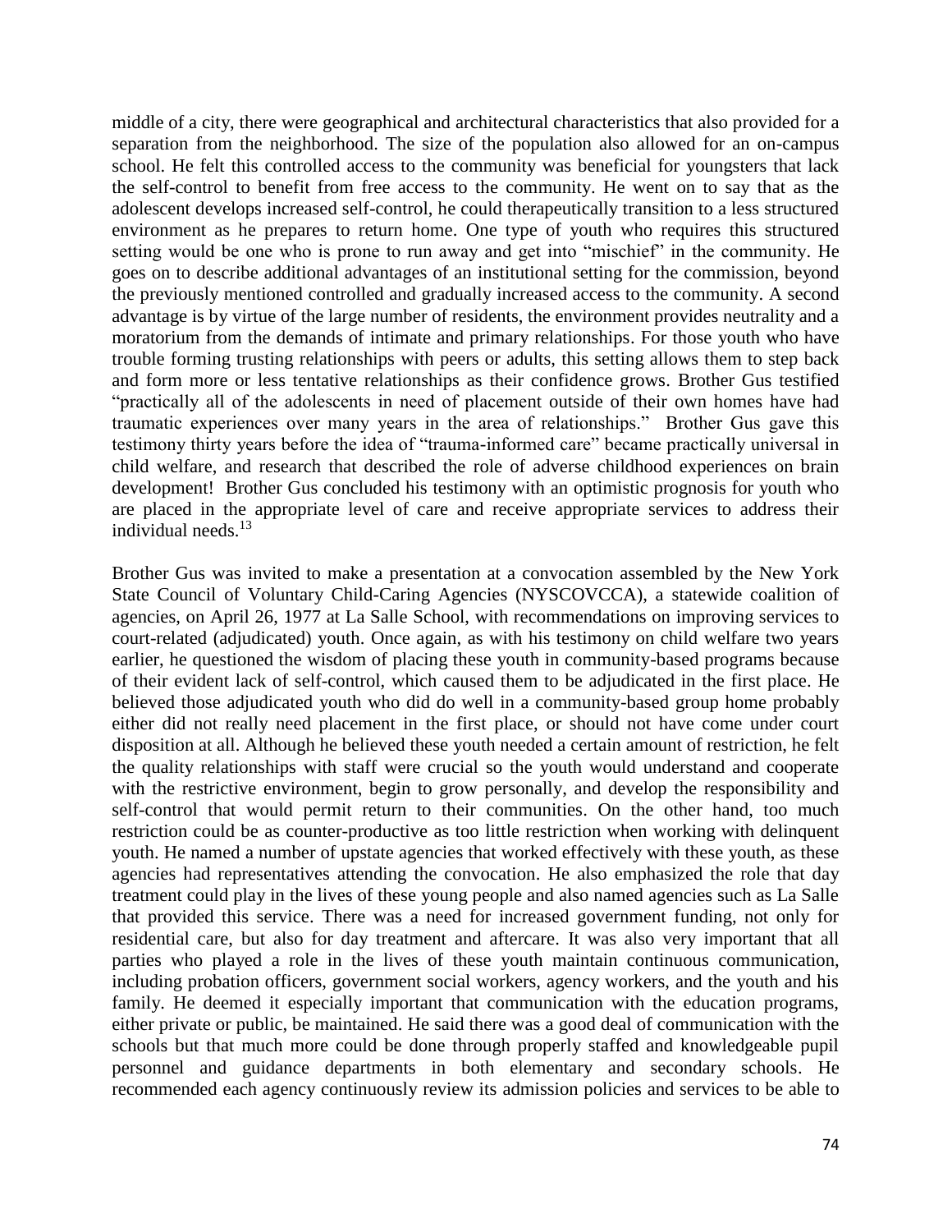middle of a city, there were geographical and architectural characteristics that also provided for a separation from the neighborhood. The size of the population also allowed for an on-campus school. He felt this controlled access to the community was beneficial for youngsters that lack the self-control to benefit from free access to the community. He went on to say that as the adolescent develops increased self-control, he could therapeutically transition to a less structured environment as he prepares to return home. One type of youth who requires this structured setting would be one who is prone to run away and get into "mischief" in the community. He goes on to describe additional advantages of an institutional setting for the commission, beyond the previously mentioned controlled and gradually increased access to the community. A second advantage is by virtue of the large number of residents, the environment provides neutrality and a moratorium from the demands of intimate and primary relationships. For those youth who have trouble forming trusting relationships with peers or adults, this setting allows them to step back and form more or less tentative relationships as their confidence grows. Brother Gus testified "practically all of the adolescents in need of placement outside of their own homes have had traumatic experiences over many years in the area of relationships." Brother Gus gave this testimony thirty years before the idea of "trauma-informed care" became practically universal in child welfare, and research that described the role of adverse childhood experiences on brain development! Brother Gus concluded his testimony with an optimistic prognosis for youth who are placed in the appropriate level of care and receive appropriate services to address their individual needs.[13]

Brother Gus was invited to make a presentation at a convocation assembled by the New York State Council of Voluntary Child-Caring Agencies (NYSCOVCCA), a statewide coalition of agencies, on April 26, 1977 at La Salle School, with recommendations on improving services to court-related (adjudicated) youth. Once again, as with his testimony on child welfare two years earlier, he questioned the wisdom of placing these youth in community-based programs because of their evident lack of self-control, which caused them to be adjudicated in the first place. He believed those adjudicated youth who did do well in a community-based group home probably either did not really need placement in the first place, or should not have come under court disposition at all. Although he believed these youth needed a certain amount of restriction, he felt the quality relationships with staff were crucial so the youth would understand and cooperate with the restrictive environment, begin to grow personally, and develop the responsibility and self-control that would permit return to their communities. On the other hand, too much restriction could be as counter-productive as too little restriction when working with delinquent youth. He named a number of upstate agencies that worked effectively with these youth, as these agencies had representatives attending the convocation. He also emphasized the role that day treatment could play in the lives of these young people and also named agencies such as La Salle that provided this service. There was a need for increased government funding, not only for residential care, but also for day treatment and aftercare. It was also very important that all parties who played a role in the lives of these youth maintain continuous communication, including probation officers, government social workers, agency workers, and the youth and his family. He deemed it especially important that communication with the education programs, either private or public, be maintained. He said there was a good deal of communication with the schools but that much more could be done through properly staffed and knowledgeable pupil personnel and guidance departments in both elementary and secondary schools. He recommended each agency continuously review its admission policies and services to be able to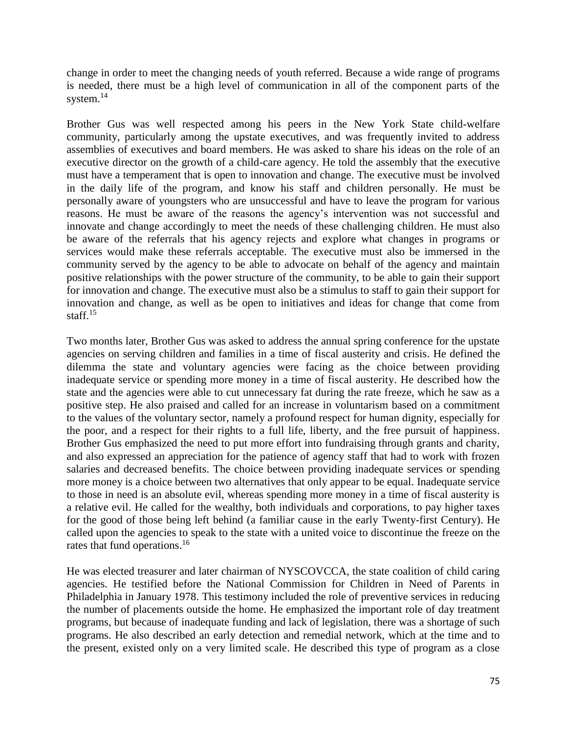change in order to meet the changing needs of youth referred. Because a wide range of programs is needed, there must be a high level of communication in all of the component parts of the system.[14]

Brother Gus was well respected among his peers in the New York State child-welfare community, particularly among the upstate executives, and was frequently invited to address assemblies of executives and board members. He was asked to share his ideas on the role of an executive director on the growth of a child-care agency. He told the assembly that the executive must have a temperament that is open to innovation and change. The executive must be involved in the daily life of the program, and know his staff and children personally. He must be personally aware of youngsters who are unsuccessful and have to leave the program for various reasons. He must be aware of the reasons the agency's intervention was not successful and innovate and change accordingly to meet the needs of these challenging children. He must also be aware of the referrals that his agency rejects and explore what changes in programs or services would make these referrals acceptable. The executive must also be immersed in the community served by the agency to be able to advocate on behalf of the agency and maintain positive relationships with the power structure of the community, to be able to gain their support for innovation and change. The executive must also be a stimulus to staff to gain their support for innovation and change, as well as be open to initiatives and ideas for change that come from staff.[15]

Two months later, Brother Gus was asked to address the annual spring conference for the upstate agencies on serving children and families in a time of fiscal austerity and crisis. He defined the dilemma the state and voluntary agencies were facing as the choice between providing inadequate service or spending more money in a time of fiscal austerity. He described how the state and the agencies were able to cut unnecessary fat during the rate freeze, which he saw as a positive step. He also praised and called for an increase in voluntarism based on a commitment to the values of the voluntary sector, namely a profound respect for human dignity, especially for the poor, and a respect for their rights to a full life, liberty, and the free pursuit of happiness. Brother Gus emphasized the need to put more effort into fundraising through grants and charity, and also expressed an appreciation for the patience of agency staff that had to work with frozen salaries and decreased benefits. The choice between providing inadequate services or spending more money is a choice between two alternatives that only appear to be equal. Inadequate service to those in need is an absolute evil, whereas spending more money in a time of fiscal austerity is a relative evil. He called for the wealthy, both individuals and corporations, to pay higher taxes for the good of those being left behind (a familiar cause in the early Twenty-first Century). He called upon the agencies to speak to the state with a united voice to discontinue the freeze on the rates that fund operations.[16]

He was elected treasurer and later chairman of NYSCOVCCA, the state coalition of child caring agencies. He testified before the National Commission for Children in Need of Parents in Philadelphia in January 1978. This testimony included the role of preventive services in reducing the number of placements outside the home. He emphasized the important role of day treatment programs, but because of inadequate funding and lack of legislation, there was a shortage of such programs. He also described an early detection and remedial network, which at the time and to the present, existed only on a very limited scale. He described this type of program as a close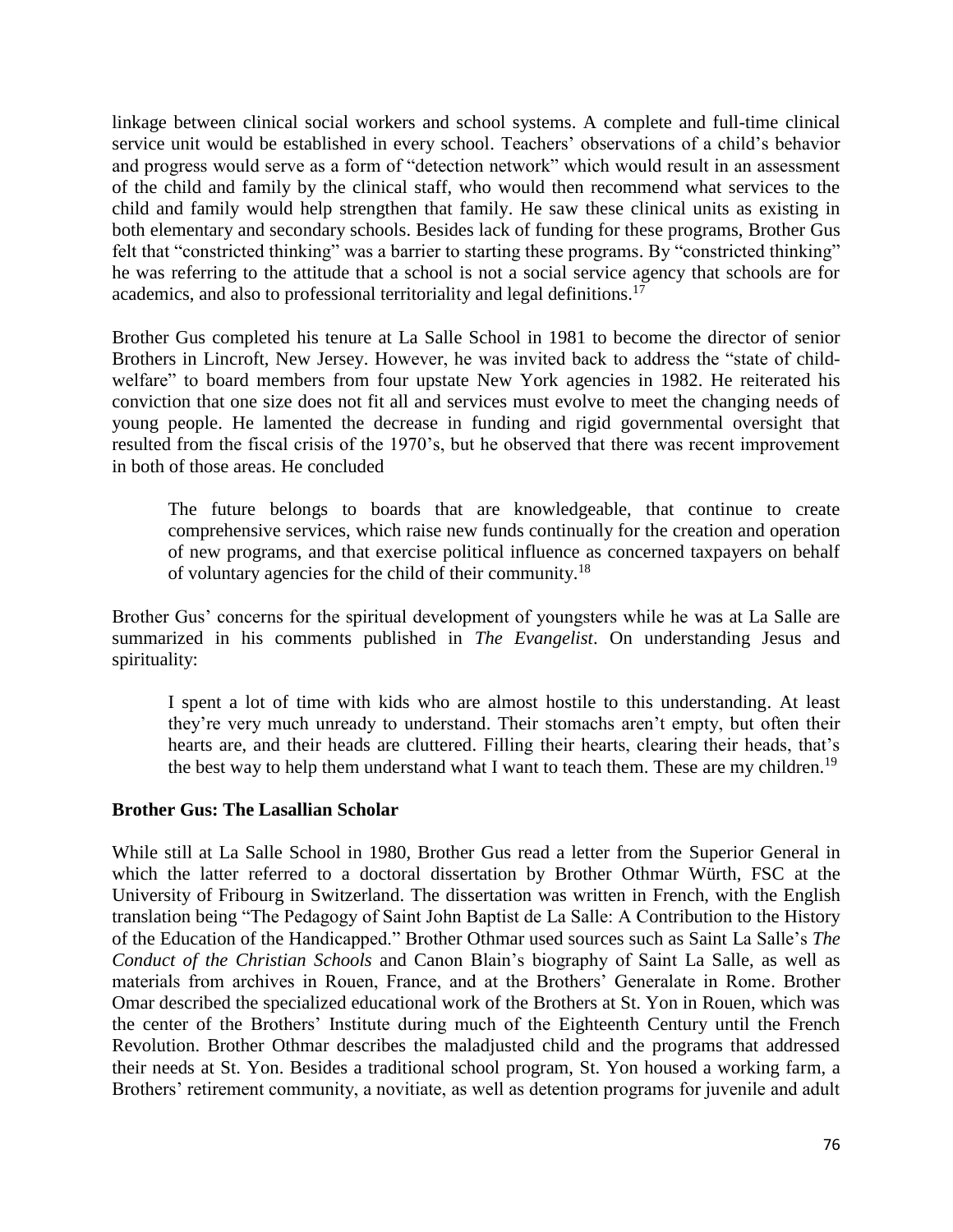linkage between clinical social workers and school systems. A complete and full-time clinical service unit would be established in every school. Teachers' observations of a child's behavior and progress would serve as a form of "detection network" which would result in an assessment of the child and family by the clinical staff, who would then recommend what services to the child and family would help strengthen that family. He saw these clinical units as existing in both elementary and secondary schools. Besides lack of funding for these programs, Brother Gus felt that "constricted thinking" was a barrier to starting these programs. By "constricted thinking" he was referring to the attitude that a school is not a social service agency that schools are for academics, and also to professional territoriality and legal definitions.[17]

Brother Gus completed his tenure at La Salle School in 1981 to become the director of senior Brothers in Lincroft, New Jersey. However, he was invited back to address the "state of child-welfare" to board members from four upstate New York agencies in 1982. He reiterated his conviction that one size does not fit all and services must evolve to meet the changing needs of young people. He lamented the decrease in funding and rigid governmental oversight that resulted from the fiscal crisis of the 1970's, but he observed that there was recent improvement in both of those areas. He concluded

> The future belongs to boards that are knowledgeable, that continue to create comprehensive services, which raise new funds continually for the creation and operation of new programs, and that exercise political influence as concerned taxpayers on behalf of voluntary agencies for the child of their community.[18]

Brother Gus' concerns for the spiritual development of youngsters while he was at La Salle are summarized in his comments published in *The Evangelist*. On understanding Jesus and spirituality:

> I spent a lot of time with kids who are almost hostile to this understanding. At least they're very much unready to understand. Their stomachs aren't empty, but often their hearts are, and their heads are cluttered. Filling their hearts, clearing their heads, that's the best way to help them understand what I want to teach them. These are my children.[19]

**Brother Gus: The Lasallian Scholar**

While still at La Salle School in 1980, Brother Gus read a letter from the Superior General in which the latter referred to a doctoral dissertation by Brother Othmar Würth, FSC at the University of Fribourg in Switzerland. The dissertation was written in French, with the English translation being "The Pedagogy of Saint John Baptist de La Salle: A Contribution to the History of the Education of the Handicapped." Brother Othmar used sources such as Saint La Salle's *The Conduct of the Christian Schools* and Canon Blain's biography of Saint La Salle, as well as materials from archives in Rouen, France, and at the Brothers' Generalate in Rome. Brother Omar described the specialized educational work of the Brothers at St. Yon in Rouen, which was the center of the Brothers' Institute during much of the Eighteenth Century until the French Revolution. Brother Othmar describes the maladjusted child and the programs that addressed their needs at St. Yon. Besides a traditional school program, St. Yon housed a working farm, a Brothers' retirement community, a novitiate, as well as detention programs for juvenile and adult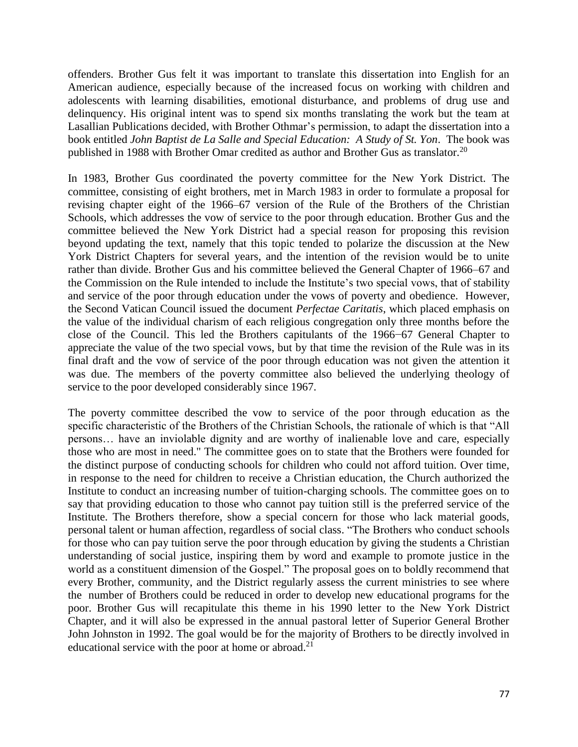offenders. Brother Gus felt it was important to translate this dissertation into English for an American audience, especially because of the increased focus on working with children and adolescents with learning disabilities, emotional disturbance, and problems of drug use and delinquency. His original intent was to spend six months translating the work but the team at Lasallian Publications decided, with Brother Othmar's permission, to adapt the dissertation into a book entitled *John Baptist de La Salle and Special Education: A Study of St. Yon*. The book was published in 1988 with Brother Omar credited as author and Brother Gus as translator.[20]

In 1983, Brother Gus coordinated the poverty committee for the New York District. The committee, consisting of eight brothers, met in March 1983 in order to formulate a proposal for revising chapter eight of the 1966–67 version of the Rule of the Brothers of the Christian Schools, which addresses the vow of service to the poor through education. Brother Gus and the committee believed the New York District had a special reason for proposing this revision beyond updating the text, namely that this topic tended to polarize the discussion at the New York District Chapters for several years, and the intention of the revision would be to unite rather than divide. Brother Gus and his committee believed the General Chapter of 1966–67 and the Commission on the Rule intended to include the Institute's two special vows, that of stability and service of the poor through education under the vows of poverty and obedience. However, the Second Vatican Council issued the document *Perfectae Caritatis*, which placed emphasis on the value of the individual charism of each religious congregation only three months before the close of the Council. This led the Brothers capitulants of the 1966−67 General Chapter to appreciate the value of the two special vows, but by that time the revision of the Rule was in its final draft and the vow of service of the poor through education was not given the attention it was due. The members of the poverty committee also believed the underlying theology of service to the poor developed considerably since 1967.

The poverty committee described the vow to service of the poor through education as the specific characteristic of the Brothers of the Christian Schools, the rationale of which is that "All persons… have an inviolable dignity and are worthy of inalienable love and care, especially those who are most in need." The committee goes on to state that the Brothers were founded for the distinct purpose of conducting schools for children who could not afford tuition. Over time, in response to the need for children to receive a Christian education, the Church authorized the Institute to conduct an increasing number of tuition-charging schools. The committee goes on to say that providing education to those who cannot pay tuition still is the preferred service of the Institute. The Brothers therefore, show a special concern for those who lack material goods, personal talent or human affection, regardless of social class. "The Brothers who conduct schools for those who can pay tuition serve the poor through education by giving the students a Christian understanding of social justice, inspiring them by word and example to promote justice in the world as a constituent dimension of the Gospel." The proposal goes on to boldly recommend that every Brother, community, and the District regularly assess the current ministries to see where the number of Brothers could be reduced in order to develop new educational programs for the poor. Brother Gus will recapitulate this theme in his 1990 letter to the New York District Chapter, and it will also be expressed in the annual pastoral letter of Superior General Brother John Johnston in 1992. The goal would be for the majority of Brothers to be directly involved in educational service with the poor at home or abroad.[21]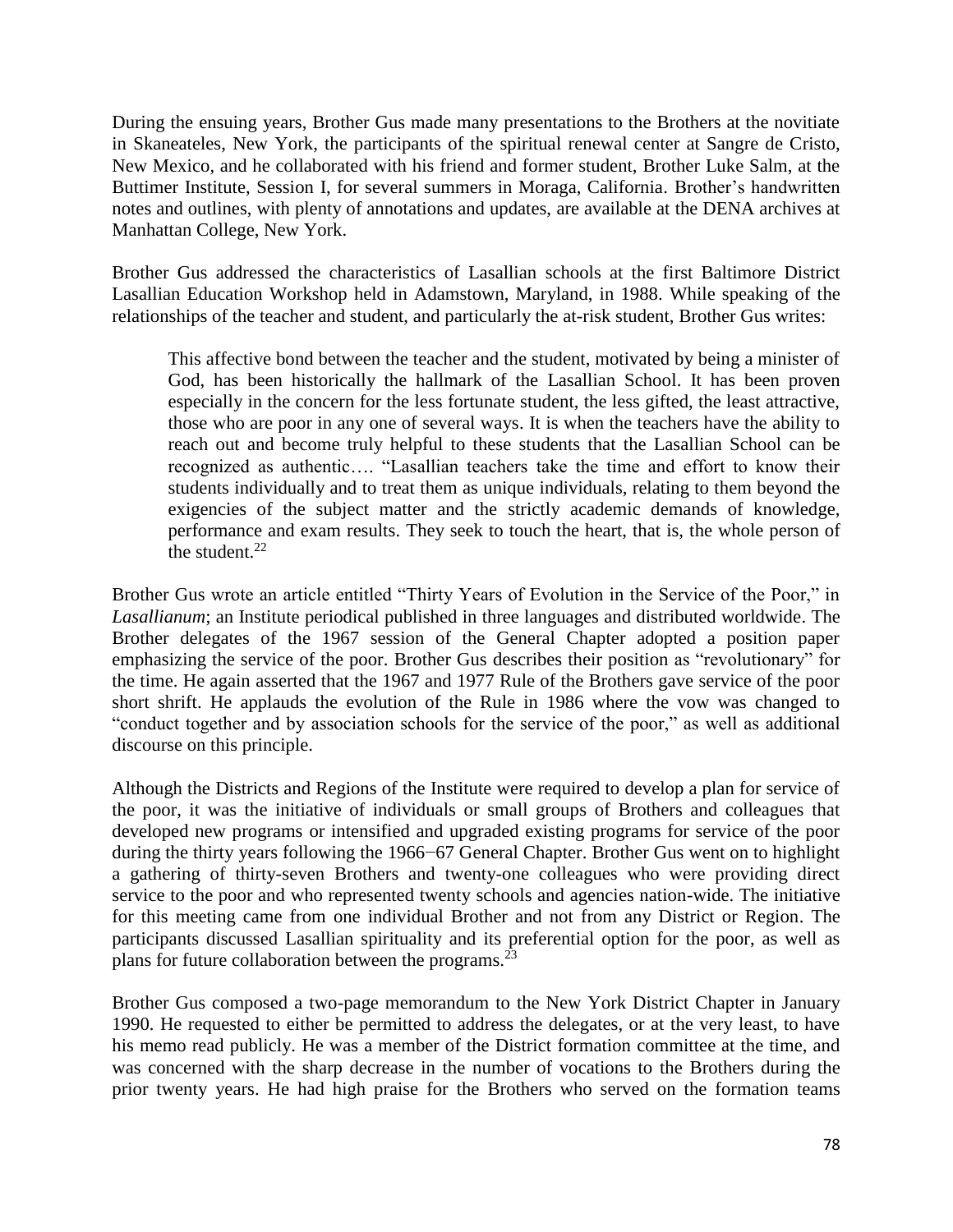During the ensuing years, Brother Gus made many presentations to the Brothers at the novitiate in Skaneateles, New York, the participants of the spiritual renewal center at Sangre de Cristo, New Mexico, and he collaborated with his friend and former student, Brother Luke Salm, at the Buttimer Institute, Session I, for several summers in Moraga, California. Brother's handwritten notes and outlines, with plenty of annotations and updates, are available at the DENA archives at Manhattan College, New York.

Brother Gus addressed the characteristics of Lasallian schools at the first Baltimore District Lasallian Education Workshop held in Adamstown, Maryland, in 1988. While speaking of the relationships of the teacher and student, and particularly the at-risk student, Brother Gus writes:

> This affective bond between the teacher and the student, motivated by being a minister of God, has been historically the hallmark of the Lasallian School. It has been proven especially in the concern for the less fortunate student, the less gifted, the least attractive, those who are poor in any one of several ways. It is when the teachers have the ability to reach out and become truly helpful to these students that the Lasallian School can be recognized as authentic…. "Lasallian teachers take the time and effort to know their students individually and to treat them as unique individuals, relating to them beyond the exigencies of the subject matter and the strictly academic demands of knowledge, performance and exam results. They seek to touch the heart, that is, the whole person of the student.[22]

Brother Gus wrote an article entitled "Thirty Years of Evolution in the Service of the Poor," in *Lasallianum*; an Institute periodical published in three languages and distributed worldwide. The Brother delegates of the 1967 session of the General Chapter adopted a position paper emphasizing the service of the poor. Brother Gus describes their position as "revolutionary" for the time. He again asserted that the 1967 and 1977 Rule of the Brothers gave service of the poor short shrift. He applauds the evolution of the Rule in 1986 where the vow was changed to "conduct together and by association schools for the service of the poor," as well as additional discourse on this principle.

Although the Districts and Regions of the Institute were required to develop a plan for service of the poor, it was the initiative of individuals or small groups of Brothers and colleagues that developed new programs or intensified and upgraded existing programs for service of the poor during the thirty years following the 1966−67 General Chapter. Brother Gus went on to highlight a gathering of thirty-seven Brothers and twenty-one colleagues who were providing direct service to the poor and who represented twenty schools and agencies nation-wide. The initiative for this meeting came from one individual Brother and not from any District or Region. The participants discussed Lasallian spirituality and its preferential option for the poor, as well as plans for future collaboration between the programs.[23]

Brother Gus composed a two-page memorandum to the New York District Chapter in January 1990. He requested to either be permitted to address the delegates, or at the very least, to have his memo read publicly. He was a member of the District formation committee at the time, and was concerned with the sharp decrease in the number of vocations to the Brothers during the prior twenty years. He had high praise for the Brothers who served on the formation teams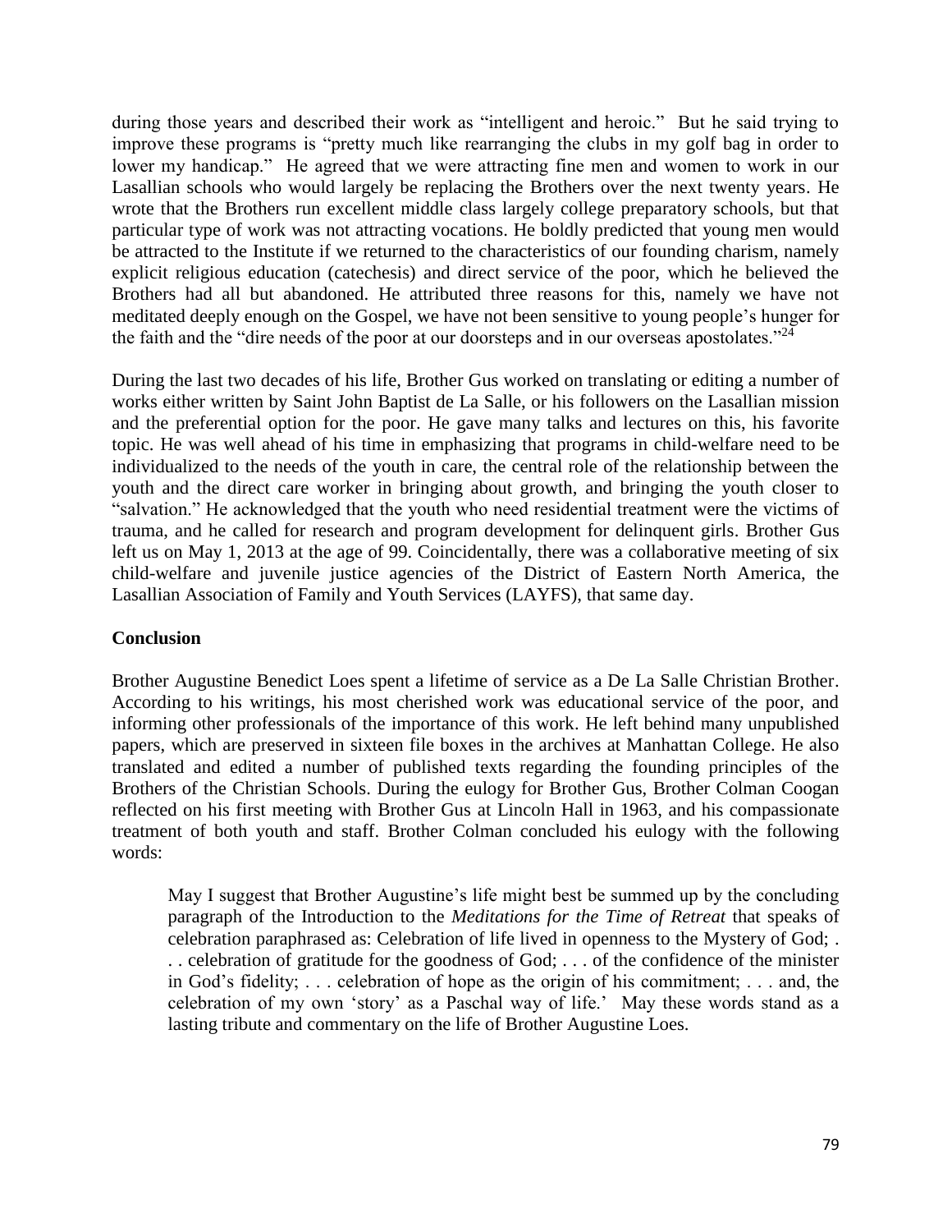during those years and described their work as "intelligent and heroic." But he said trying to improve these programs is "pretty much like rearranging the clubs in my golf bag in order to lower my handicap." He agreed that we were attracting fine men and women to work in our Lasallian schools who would largely be replacing the Brothers over the next twenty years. He wrote that the Brothers run excellent middle class largely college preparatory schools, but that particular type of work was not attracting vocations. He boldly predicted that young men would be attracted to the Institute if we returned to the characteristics of our founding charism, namely explicit religious education (catechesis) and direct service of the poor, which he believed the Brothers had all but abandoned. He attributed three reasons for this, namely we have not meditated deeply enough on the Gospel, we have not been sensitive to young people's hunger for the faith and the "dire needs of the poor at our doorsteps and in our overseas apostolates."[24]

During the last two decades of his life, Brother Gus worked on translating or editing a number of works either written by Saint John Baptist de La Salle, or his followers on the Lasallian mission and the preferential option for the poor. He gave many talks and lectures on this, his favorite topic. He was well ahead of his time in emphasizing that programs in child-welfare need to be individualized to the needs of the youth in care, the central role of the relationship between the youth and the direct care worker in bringing about growth, and bringing the youth closer to "salvation." He acknowledged that the youth who need residential treatment were the victims of trauma, and he called for research and program development for delinquent girls. Brother Gus left us on May 1, 2013 at the age of 99. Coincidentally, there was a collaborative meeting of six child-welfare and juvenile justice agencies of the District of Eastern North America, the Lasallian Association of Family and Youth Services (LAYFS), that same day.

**Conclusion**

Brother Augustine Benedict Loes spent a lifetime of service as a De La Salle Christian Brother. According to his writings, his most cherished work was educational service of the poor, and informing other professionals of the importance of this work. He left behind many unpublished papers, which are preserved in sixteen file boxes in the archives at Manhattan College. He also translated and edited a number of published texts regarding the founding principles of the Brothers of the Christian Schools. During the eulogy for Brother Gus, Brother Colman Coogan reflected on his first meeting with Brother Gus at Lincoln Hall in 1963, and his compassionate treatment of both youth and staff. Brother Colman concluded his eulogy with the following words:

> May I suggest that Brother Augustine's life might best be summed up by the concluding paragraph of the Introduction to the *Meditations for the Time of Retreat* that speaks of celebration paraphrased as: Celebration of life lived in openness to the Mystery of God; . . . celebration of gratitude for the goodness of God; . . . of the confidence of the minister in God's fidelity; . . . celebration of hope as the origin of his commitment; . . . and, the celebration of my own 'story' as a Paschal way of life.' May these words stand as a lasting tribute and commentary on the life of Brother Augustine Loes.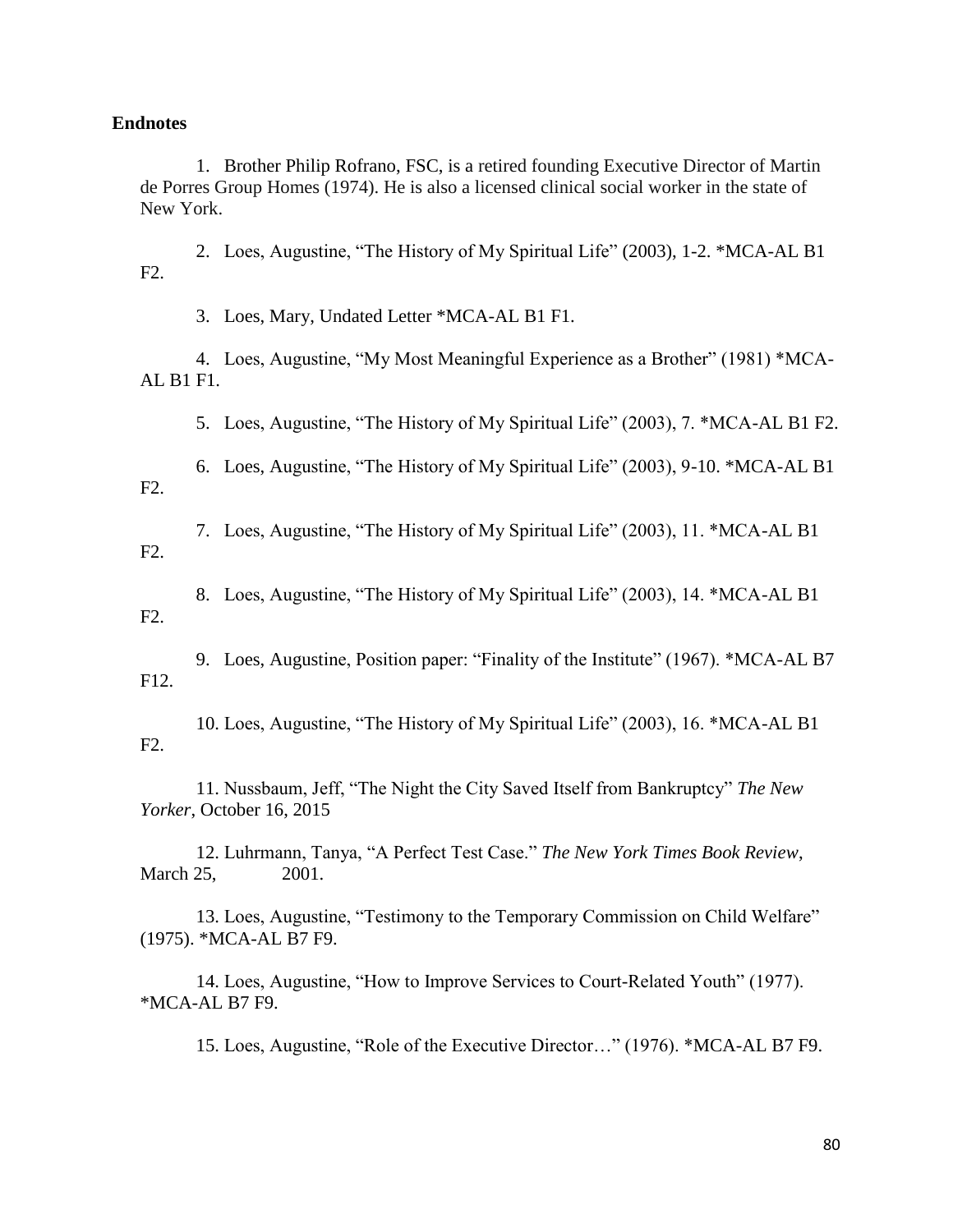## Endnotes

1. Brother Philip Rofrano, FSC, is a retired founding Executive Director of Martin de Porres Group Homes (1974). He is also a licensed clinical social worker in the state of New York.

2. Loes, Augustine, "The History of My Spiritual Life" (2003), 1-2. *MCA-AL B1 F2.

3. Loes, Mary, Undated Letter *MCA-AL B1 F1.

4. Loes, Augustine, "My Most Meaningful Experience as a Brother" (1981) *MCA-AL B1 F1.

5. Loes, Augustine, "The History of My Spiritual Life" (2003), 7. *MCA-AL B1 F2.

6. Loes, Augustine, "The History of My Spiritual Life" (2003), 9-10. *MCA-AL B1 F2.

7. Loes, Augustine, "The History of My Spiritual Life" (2003), 11. *MCA-AL B1 F2.

8. Loes, Augustine, "The History of My Spiritual Life" (2003), 14. *MCA-AL B1 F2.

9. Loes, Augustine, Position paper: "Finality of the Institute" (1967). *MCA-AL B7 F12.

10. Loes, Augustine, "The History of My Spiritual Life" (2003), 16. *MCA-AL B1 F2.

11. Nussbaum, Jeff, "The Night the City Saved Itself from Bankruptcy" *The New Yorker*, October 16, 2015

12. Luhrmann, Tanya, "A Perfect Test Case." *The New York Times Book Review*, March 25, 2001.

13. Loes, Augustine, "Testimony to the Temporary Commission on Child Welfare" (1975). *MCA-AL B7 F9.

14. Loes, Augustine, "How to Improve Services to Court-Related Youth" (1977). *MCA-AL B7 F9.

15. Loes, Augustine, "Role of the Executive Director…" (1976). *MCA-AL B7 F9.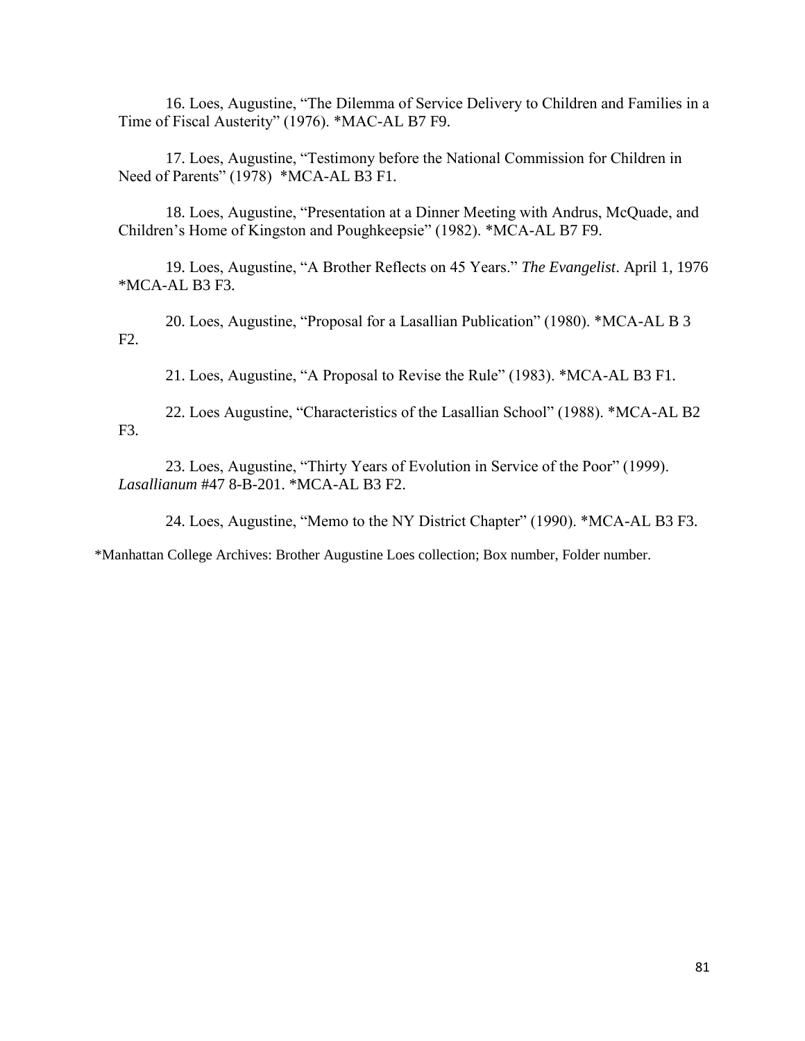16. Loes, Augustine, "The Dilemma of Service Delivery to Children and Families in a Time of Fiscal Austerity" (1976). *MAC-AL B7 F9.

17. Loes, Augustine, "Testimony before the National Commission for Children in Need of Parents" (1978) *MCA-AL B3 F1.

18. Loes, Augustine, "Presentation at a Dinner Meeting with Andrus, McQuade, and Children's Home of Kingston and Poughkeepsie" (1982). *MCA-AL B7 F9.

19. Loes, Augustine, "A Brother Reflects on 45 Years." *The Evangelist*. April 1, 1976 *MCA-AL B3 F3.

20. Loes, Augustine, "Proposal for a Lasallian Publication" (1980). *MCA-AL B 3 F2.

21. Loes, Augustine, "A Proposal to Revise the Rule" (1983). *MCA-AL B3 F1.

22. Loes Augustine, "Characteristics of the Lasallian School" (1988). *MCA-AL B2 F3.

23. Loes, Augustine, "Thirty Years of Evolution in Service of the Poor" (1999). *Lasallianum* #47 8-B-201. *MCA-AL B3 F2.

24. Loes, Augustine, "Memo to the NY District Chapter" (1990). *MCA-AL B3 F3.

*Manhattan College Archives: Brother Augustine Loes collection; Box number, Folder number.